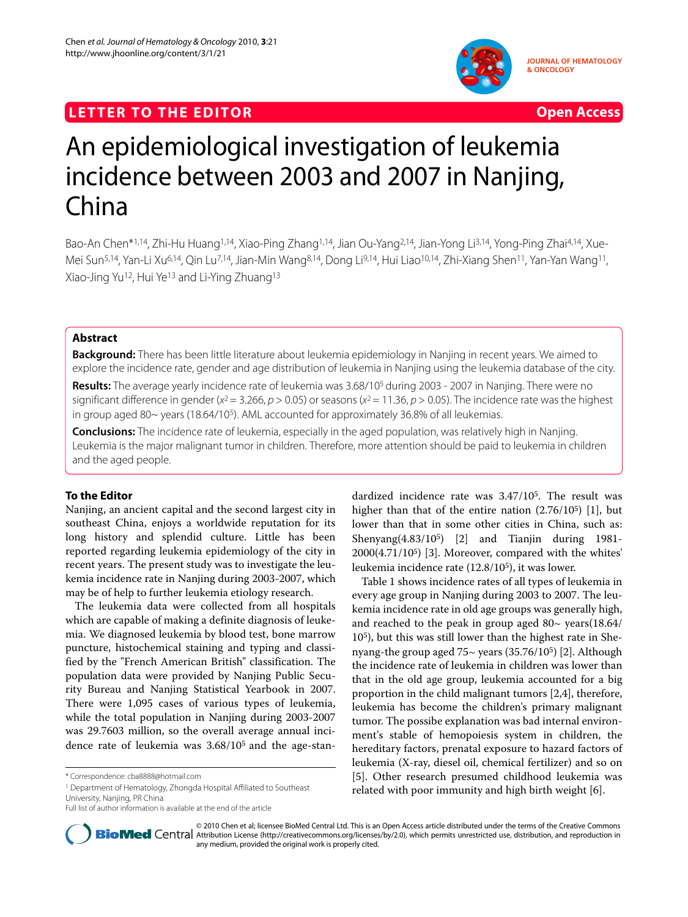LETTER TO THE EDITOR — Open Access

# An epidemiological investigation of leukemia incidence between 2003 and 2007 in Nanjing, China

Bao-An Chen*[1,14], Zhi-Hu Huang[1,14], Xiao-Ping Zhang[1,14], Jian Ou-Yang[2,14], Jian-Yong Li[3,14], Yong-Ping Zhai[4,14], Xue-Mei Sun[5,14], Yan-Li Xu[6,14], Qin Lu[7,14], Jian-Min Wang[8,14], Dong Li[9,14], Hui Liao[10,14], Zhi-Xiang Shen[11], Yan-Yan Wang[11], Xiao-Jing Yu[12], Hui Ye[13] and Li-Ying Zhuang[13]

## Abstract

**Background:** There has been little literature about leukemia epidemiology in Nanjing in recent years. We aimed to explore the incidence rate, gender and age distribution of leukemia in Nanjing using the leukemia database of the city.

**Results:** The average yearly incidence rate of leukemia was $3.68/10^5$ during 2003 - 2007 in Nanjing. There were no significant difference in gender ($x^2 = 3.266$, $p > 0.05$) or seasons ($x^2 = 11.36$, $p > 0.05$). The incidence rate was the highest in group aged 80~ years ($18.64/10^5$). AML accounted for approximately 36.8% of all leukemias.

**Conclusions:** The incidence rate of leukemia, especially in the aged population, was relatively high in Nanjing. Leukemia is the major malignant tumor in children. Therefore, more attention should be paid to leukemia in children and the aged people.

### To the Editor

Nanjing, an ancient capital and the second largest city in southeast China, enjoys a worldwide reputation for its long history and splendid culture. Little has been reported regarding leukemia epidemiology of the city in recent years. The present study was to investigate the leukemia incidence rate in Nanjing during 2003-2007, which may be of help to further leukemia etiology research.

The leukemia data were collected from all hospitals which are capable of making a definite diagnosis of leukemia. We diagnosed leukemia by blood test, bone marrow puncture, histochemical staining and typing and classified by the "French American British" classification. The population data were provided by Nanjing Public Security Bureau and Nanjing Statistical Yearbook in 2007. There were 1,095 cases of various types of leukemia, while the total population in Nanjing during 2003-2007 was 29.7603 million, so the overall average annual incidence rate of leukemia was $3.68/10^5$ and the age-standardized incidence rate was $3.47/10^5$. The result was higher than that of the entire nation ($2.76/10^5$) [1], but lower than that in some other cities in China, such as: Shenyang($4.83/10^5$) [2] and Tianjin during 1981-2000($4.71/10^5$) [3]. Moreover, compared with the whites' leukemia incidence rate ($12.8/10^5$), it was lower.

Table 1 shows incidence rates of all types of leukemia in every age group in Nanjing during 2003 to 2007. The leukemia incidence rate in old age groups was generally high, and reached to the peak in group aged 80~ years($18.64/10^5$), but this was still lower than the highest rate in Shenyang-the group aged 75~ years ($35.76/10^5$) [2]. Although the incidence rate of leukemia in children was lower than that in the old age group, leukemia accounted for a big proportion in the child malignant tumors [2,4], therefore, leukemia has become the children's primary malignant tumor. The possibe explanation was bad internal environment's stable of hemopoiesis system in children, the hereditary factors, prenatal exposure to hazard factors of leukemia (X-ray, diesel oil, chemical fertilizer) and so on [5]. Other research presumed childhood leukemia was related with poor immunity and high birth weight [6].

* Correspondence: cba8888@hotmail.com

[1] Department of Hematology, Zhongda Hospital Affiliated to Southeast University, Nanjing, PR China

Full list of author information is available at the end of the article

© 2010 Chen et al; licensee BioMed Central Ltd. This is an Open Access article distributed under the terms of the Creative Commons Attribution License (http://creativecommons.org/licenses/by/2.0), which permits unrestricted use, distribution, and reproduction in any medium, provided the original work is properly cited.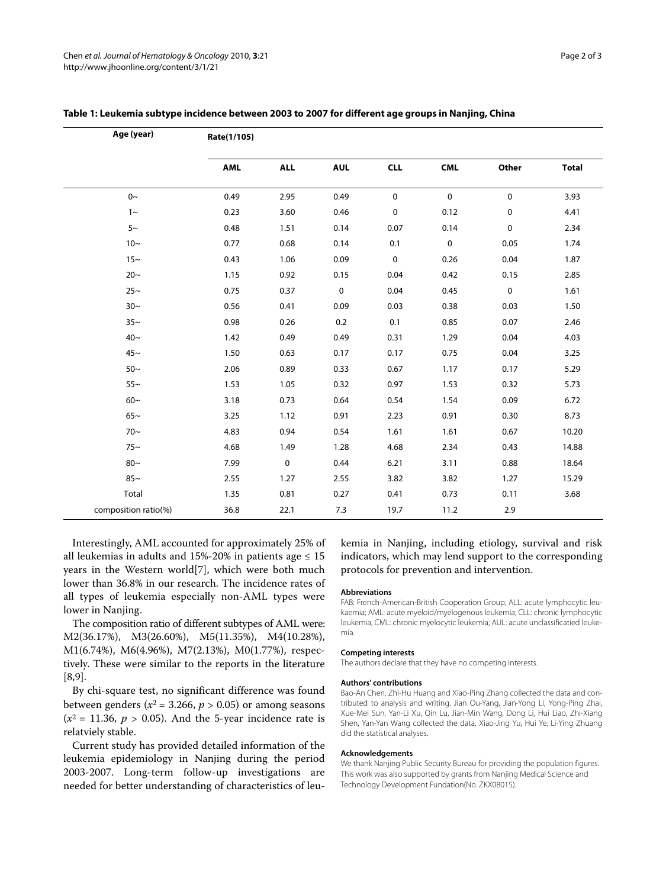**Table 1: Leukemia subtype incidence between 2003 to 2007 for different age groups in Nanjing, China**

| Age (year) | Rate(1/105) | | | | | | |
|---|---|---|---|---|---|---|---|
| | AML | ALL | AUL | CLL | CML | Other | Total |
| 0~ | 0.49 | 2.95 | 0.49 | 0 | 0 | 0 | 3.93 |
| 1~ | 0.23 | 3.60 | 0.46 | 0 | 0.12 | 0 | 4.41 |
| 5~ | 0.48 | 1.51 | 0.14 | 0.07 | 0.14 | 0 | 2.34 |
| 10~ | 0.77 | 0.68 | 0.14 | 0.1 | 0 | 0.05 | 1.74 |
| 15~ | 0.43 | 1.06 | 0.09 | 0 | 0.26 | 0.04 | 1.87 |
| 20~ | 1.15 | 0.92 | 0.15 | 0.04 | 0.42 | 0.15 | 2.85 |
| 25~ | 0.75 | 0.37 | 0 | 0.04 | 0.45 | 0 | 1.61 |
| 30~ | 0.56 | 0.41 | 0.09 | 0.03 | 0.38 | 0.03 | 1.50 |
| 35~ | 0.98 | 0.26 | 0.2 | 0.1 | 0.85 | 0.07 | 2.46 |
| 40~ | 1.42 | 0.49 | 0.49 | 0.31 | 1.29 | 0.04 | 4.03 |
| 45~ | 1.50 | 0.63 | 0.17 | 0.17 | 0.75 | 0.04 | 3.25 |
| 50~ | 2.06 | 0.89 | 0.33 | 0.67 | 1.17 | 0.17 | 5.29 |
| 55~ | 1.53 | 1.05 | 0.32 | 0.97 | 1.53 | 0.32 | 5.73 |
| 60~ | 3.18 | 0.73 | 0.64 | 0.54 | 1.54 | 0.09 | 6.72 |
| 65~ | 3.25 | 1.12 | 0.91 | 2.23 | 0.91 | 0.30 | 8.73 |
| 70~ | 4.83 | 0.94 | 0.54 | 1.61 | 1.61 | 0.67 | 10.20 |
| 75~ | 4.68 | 1.49 | 1.28 | 4.68 | 2.34 | 0.43 | 14.88 |
| 80~ | 7.99 | 0 | 0.44 | 6.21 | 3.11 | 0.88 | 18.64 |
| 85~ | 2.55 | 1.27 | 2.55 | 3.82 | 3.82 | 1.27 | 15.29 |
| Total | 1.35 | 0.81 | 0.27 | 0.41 | 0.73 | 0.11 | 3.68 |
| composition ratio(%) | 36.8 | 22.1 | 7.3 | 19.7 | 11.2 | 2.9 | |

Interestingly, AML accounted for approximately 25% of all leukemias in adults and 15%-20% in patients age ≤ 15 years in the Western world[7], which were both much lower than 36.8% in our research. The incidence rates of all types of leukemia especially non-AML types were lower in Nanjing.

The composition ratio of different subtypes of AML were: M2(36.17%), M3(26.60%), M5(11.35%), M4(10.28%), M1(6.74%), M6(4.96%), M7(2.13%), M0(1.77%), respectively. These were similar to the reports in the literature [8,9].

By chi-square test, no significant difference was found between genders ($x^2 = 3.266$, $p > 0.05$) or among seasons ($x^2 = 11.36$, $p > 0.05$). And the 5-year incidence rate is relatviely stable.

Current study has provided detailed information of the leukemia epidemiology in Nanjing during the period 2003-2007. Long-term follow-up investigations are needed for better understanding of characteristics of leukemia in Nanjing, including etiology, survival and risk indicators, which may lend support to the corresponding protocols for prevention and intervention.

#### Abbreviations

FAB: French-American-British Cooperation Group; ALL: acute lymphocytic leukaemia; AML: acute myeloid/myelogenous leukemia; CLL: chronic lymphocytic leukemia; CML: chronic myelocytic leukemia; AUL: acute unclassificatied leukemia.

#### Competing interests

The authors declare that they have no competing interests.

#### Authors' contributions

Bao-An Chen, Zhi-Hu Huang and Xiao-Ping Zhang collected the data and contributed to analysis and writing. Jian Ou-Yang, Jian-Yong Li, Yong-Ping Zhai, Xue-Mei Sun, Yan-Li Xu, Qin Lu, Jian-Min Wang, Dong Li, Hui Liao, Zhi-Xiang Shen, Yan-Yan Wang collected the data. Xiao-Jing Yu, Hui Ye, Li-Ying Zhuang did the statistical analyses.

#### Acknowledgements

We thank Nanjing Public Security Bureau for providing the population figures. This work was also supported by grants from Nanjing Medical Science and Technology Development Fundation(No. ZKX08015).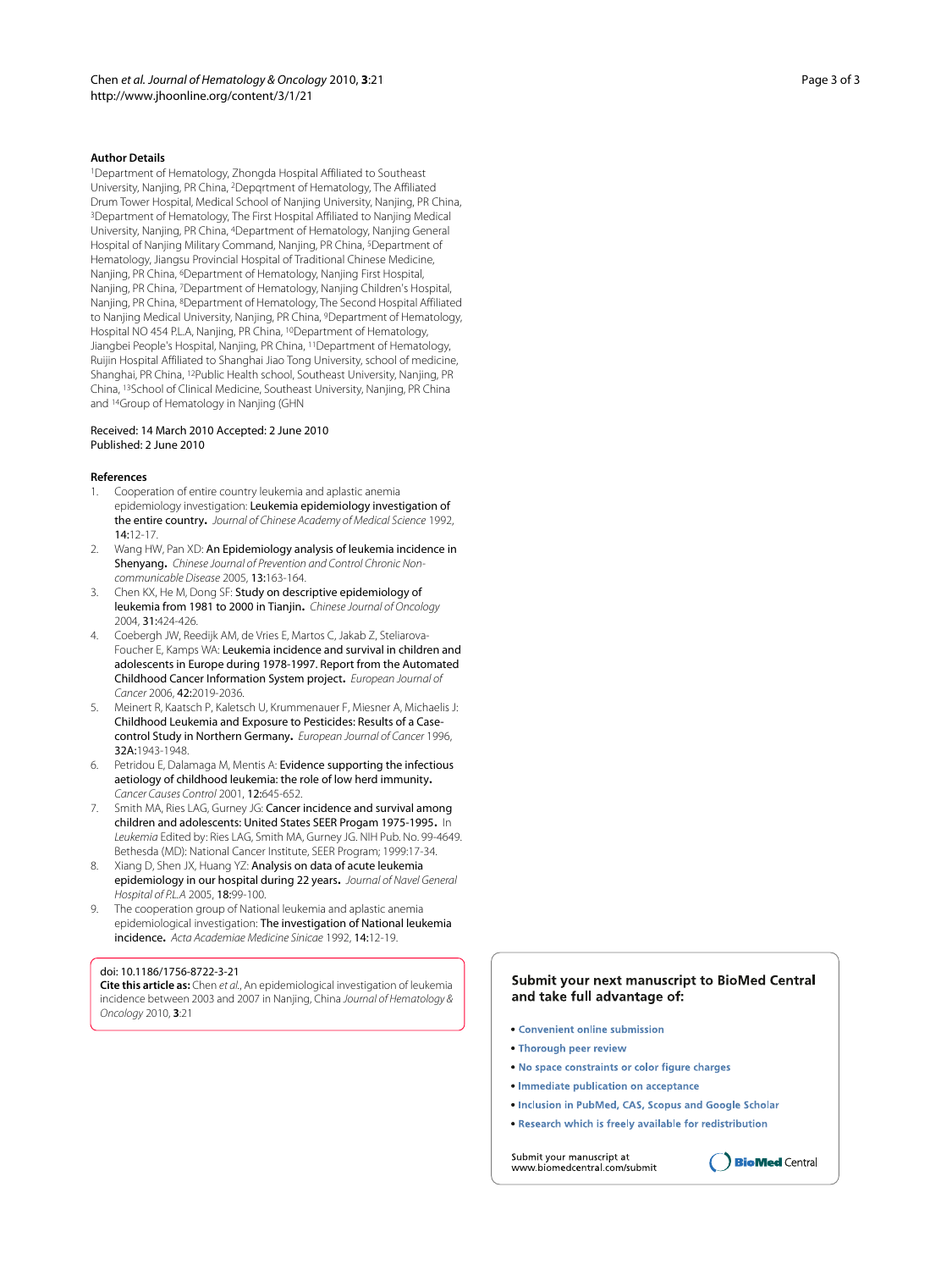### Author Details

[1]Department of Hematology, Zhongda Hospital Affiliated to Southeast University, Nanjing, PR China, [2]Depqrtment of Hematology, The Affiliated Drum Tower Hospital, Medical School of Nanjing University, Nanjing, PR China, [3]Department of Hematology, The First Hospital Affiliated to Nanjing Medical University, Nanjing, PR China, [4]Department of Hematology, Nanjing General Hospital of Nanjing Military Command, Nanjing, PR China, [5]Department of Hematology, Jiangsu Provincial Hospital of Traditional Chinese Medicine, Nanjing, PR China, [6]Department of Hematology, Nanjing First Hospital, Nanjing, PR China, [7]Department of Hematology, Nanjing Children's Hospital, Nanjing, PR China, [8]Department of Hematology, The Second Hospital Affiliated to Nanjing Medical University, Nanjing, PR China, [9]Department of Hematology, Hospital NO 454 P.L.A, Nanjing, PR China, [10]Department of Hematology, Jiangbei People's Hospital, Nanjing, PR China, [11]Department of Hematology, Ruijin Hospital Affiliated to Shanghai Jiao Tong University, school of medicine, Shanghai, PR China, [12]Public Health school, Southeast University, Nanjing, PR China, [13]School of Clinical Medicine, Southeast University, Nanjing, PR China and [14]Group of Hematology in Nanjing (GHN

Received: 14 March 2010 Accepted: 2 June 2010
Published: 2 June 2010

### References

1. Cooperation of entire country leukemia and aplastic anemia epidemiology investigation: **Leukemia epidemiology investigation of the entire country.** *Journal of Chinese Academy of Medical Science* 1992, **14**:12-17.
2. Wang HW, Pan XD: **An Epidemiology analysis of leukemia incidence in Shenyang.** *Chinese Journal of Prevention and Control Chronic Non-communicable Disease* 2005, **13**:163-164.
3. Chen KX, He M, Dong SF: **Study on descriptive epidemiology of leukemia from 1981 to 2000 in Tianjin.** *Chinese Journal of Oncology* 2004, **31**:424-426.
4. Coebergh JW, Reedijk AM, de Vries E, Martos C, Jakab Z, Steliarova-Foucher E, Kamps WA: **Leukemia incidence and survival in children and adolescents in Europe during 1978-1997. Report from the Automated Childhood Cancer Information System project.** *European Journal of Cancer* 2006, **42**:2019-2036.
5. Meinert R, Kaatsch P, Kaletsch U, Krummenauer F, Miesner A, Michaelis J: **Childhood Leukemia and Exposure to Pesticides: Results of a Case-control Study in Northern Germany.** *European Journal of Cancer* 1996, **32A**:1943-1948.
6. Petridou E, Dalamaga M, Mentis A: **Evidence supporting the infectious aetiology of childhood leukemia: the role of low herd immunity.** *Cancer Causes Control* 2001, **12**:645-652.
7. Smith MA, Ries LAG, Gurney JG: **Cancer incidence and survival among children and adolescents: United States SEER Progam 1975-1995.** In *Leukemia* Edited by: Ries LAG, Smith MA, Gurney JG. NIH Pub. No. 99-4649. Bethesda (MD): National Cancer Institute, SEER Program; 1999:17-34.
8. Xiang D, Shen JX, Huang YZ: **Analysis on data of acute leukemia epidemiology in our hospital during 22 years.** *Journal of Navel General Hospital of P.L.A* 2005, **18**:99-100.
9. The cooperation group of National leukemia and aplastic anemia epidemiological investigation: **The investigation of National leukemia incidence.** *Acta Academiae Medicine Sinicae* 1992, **14**:12-19.

doi: 10.1186/1756-8722-3-21
**Cite this article as:** Chen *et al.*, An epidemiological investigation of leukemia incidence between 2003 and 2007 in Nanjing, China *Journal of Hematology & Oncology* 2010, **3**:21

**Submit your next manuscript to BioMed Central and take full advantage of:**

- Convenient online submission
- Thorough peer review
- No space constraints or color figure charges
- Immediate publication on acceptance
- Inclusion in PubMed, CAS, Scopus and Google Scholar
- Research which is freely available for redistribution

Submit your manuscript at
www.biomedcentral.com/submit

BioMed Central